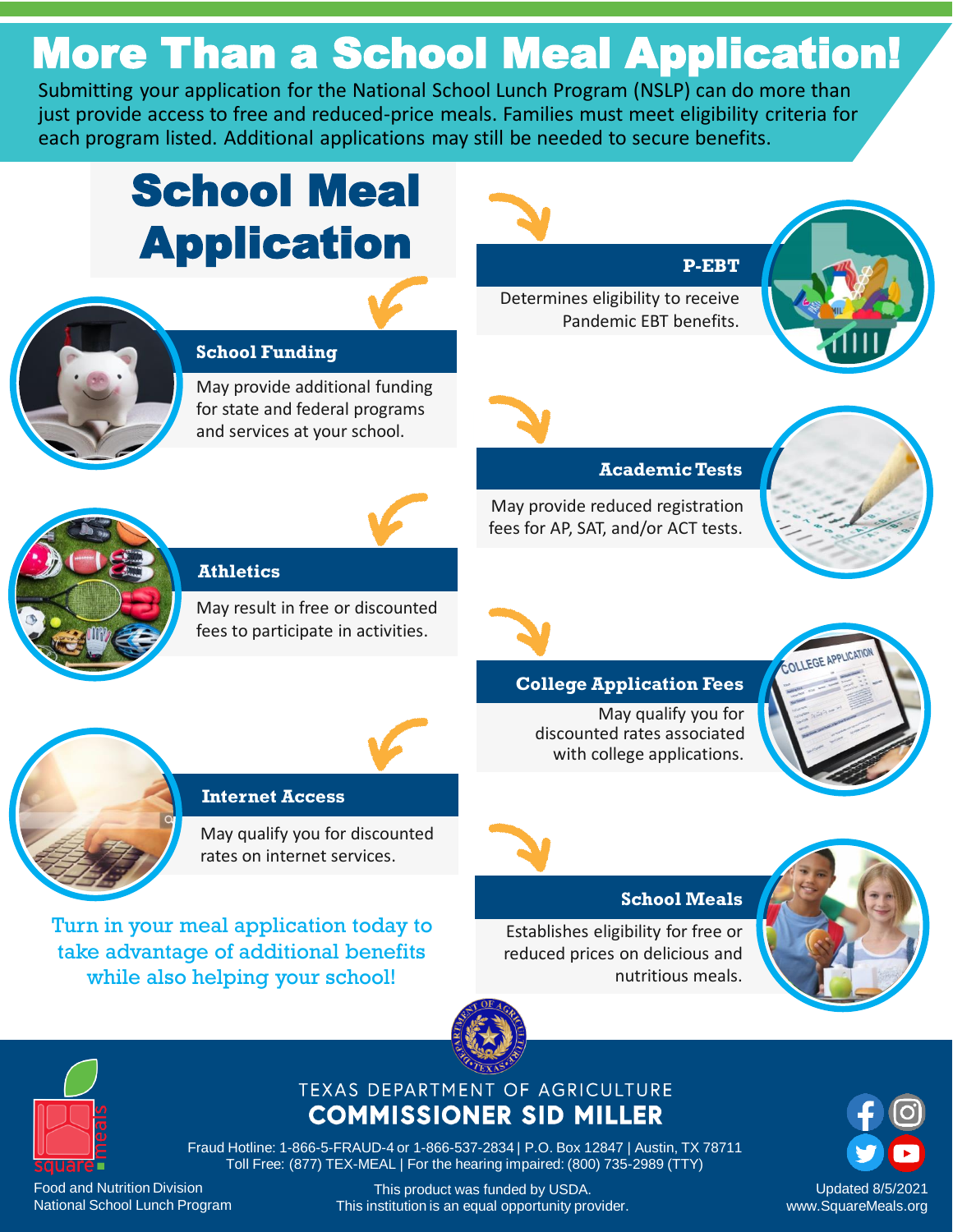# More Than a School Meal Application!

Submitting your application for the National School Lunch Program (NSLP) can do more than just provide access to free and reduced-price meals. Families must meet eligibility criteria for each program listed. Additional applications may still be needed to secure benefits.

## School Meal Application

### School Funding

May provide additional funding for state and federal programs and services at your school.

### Athletics

May result in free or discounted fees to participate in activities.

### Internet Access

May qualify you for discounted rates on internet services.

### P-EBT

Determines eligibility to receive Pandemic EBT benefits.

### Academic Tests

May provide reduced registration fees for AP, SAT, and/or ACT tests.

### College Application Fees

May qualify you for discounted rates associated with college applications.

### School Meals

Establishes eligibility for free or reduced prices on delicious and nutritious meals.

Turn in your meal application today to take advantage of additional benefits while also helping your school!

TEXAS DEPARTMENT OF AGRICULTURE
**COMMISSIONER SID MILLER**

Fraud Hotline: 1-866-5-FRAUD-4 or 1-866-537-2834 | P.O. Box 12847 | Austin, TX 78711
Toll Free: (877) TEX-MEAL | For the hearing impaired: (800) 735-2989 (TTY)

Food and Nutrition Division
National School Lunch Program

This product was funded by USDA.
This institution is an equal opportunity provider.

Updated 8/5/2021
www.SquareMeals.org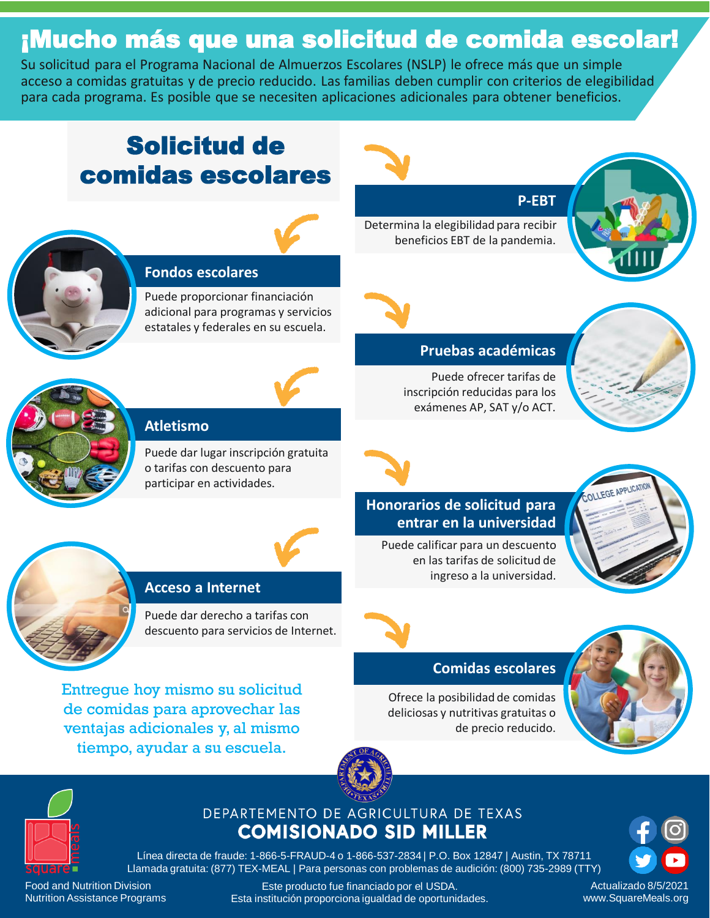# ¡Mucho más que una solicitud de comida escolar!

Su solicitud para el Programa Nacional de Almuerzos Escolares (NSLP) le ofrece más que un simple acceso a comidas gratuitas y de precio reducido. Las familias deben cumplir con criterios de elegibilidad para cada programa. Es posible que se necesiten aplicaciones adicionales para obtener beneficios.

## Solicitud de comidas escolares

### Fondos escolares

Puede proporcionar financiación adicional para programas y servicios estatales y federales en su escuela.

### Atletismo

Puede dar lugar inscripción gratuita o tarifas con descuento para participar en actividades.

### Acceso a Internet

Puede dar derecho a tarifas con descuento para servicios de Internet.

### P-EBT

Determina la elegibilidad para recibir beneficios EBT de la pandemia.

### Pruebas académicas

Puede ofrecer tarifas de inscripción reducidas para los exámenes AP, SAT y/o ACT.

### Honorarios de solicitud para entrar en la universidad

Puede calificar para un descuento en las tarifas de solicitud de ingreso a la universidad.

### Comidas escolares

Ofrece la posibilidad de comidas deliciosas y nutritivas gratuitas o de precio reducido.

Entregue hoy mismo su solicitud de comidas para aprovechar las ventajas adicionales y, al mismo tiempo, ayudar a su escuela.

DEPARTAMENTO DE AGRICULTURA DE TEXAS
**COMISIONADO SID MILLER**

Línea directa de fraude: 1-866-5-FRAUD-4 o 1-866-537-2834 | P.O. Box 12847 | Austin, TX 78711
Llamada gratuita: (877) TEX-MEAL | Para personas con problemas de audición: (800) 735-2989 (TTY)

Food and Nutrition Division
Nutrition Assistance Programs

Este producto fue financiado por el USDA.
Esta institución proporciona igualdad de oportunidades.

Actualizado 8/5/2021
www.SquareMeals.org